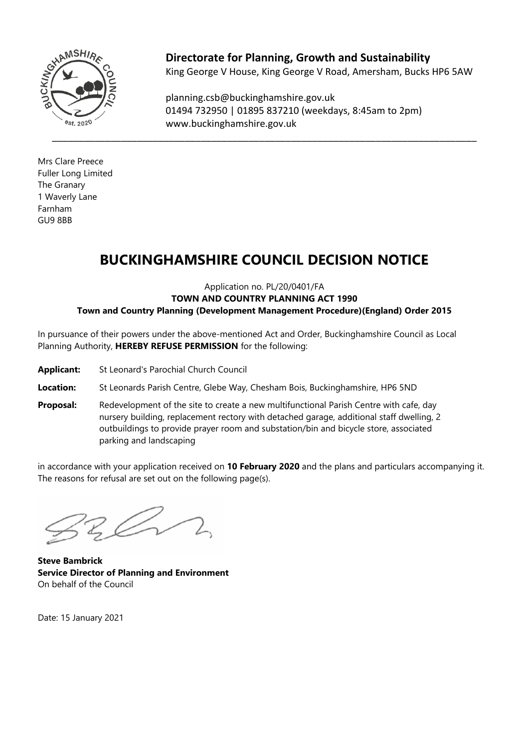**Directorate for Planning, Growth and Sustainability**
King George V House, King George V Road, Amersham, Bucks HP6 5AW

planning.csb@buckinghamshire.gov.uk
01494 732950 | 01895 837210 (weekdays, 8:45am to 2pm)
www.buckinghamshire.gov.uk

Mrs Clare Preece
Fuller Long Limited
The Granary
1 Waverly Lane
Farnham
GU9 8BB

# BUCKINGHAMSHIRE COUNCIL DECISION NOTICE

Application no. PL/20/0401/FA
**TOWN AND COUNTRY PLANNING ACT 1990**
**Town and Country Planning (Development Management Procedure)(England) Order 2015**

In pursuance of their powers under the above-mentioned Act and Order, Buckinghamshire Council as Local Planning Authority, **HEREBY REFUSE PERMISSION** for the following:

**Applicant:** St Leonard's Parochial Church Council

**Location:** St Leonards Parish Centre, Glebe Way, Chesham Bois, Buckinghamshire, HP6 5ND

**Proposal:** Redevelopment of the site to create a new multifunctional Parish Centre with cafe, day nursery building, replacement rectory with detached garage, additional staff dwelling, 2 outbuildings to provide prayer room and substation/bin and bicycle store, associated parking and landscaping

in accordance with your application received on **10 February 2020** and the plans and particulars accompanying it. The reasons for refusal are set out on the following page(s).

**Steve Bambrick**
**Service Director of Planning and Environment**
On behalf of the Council

Date: 15 January 2021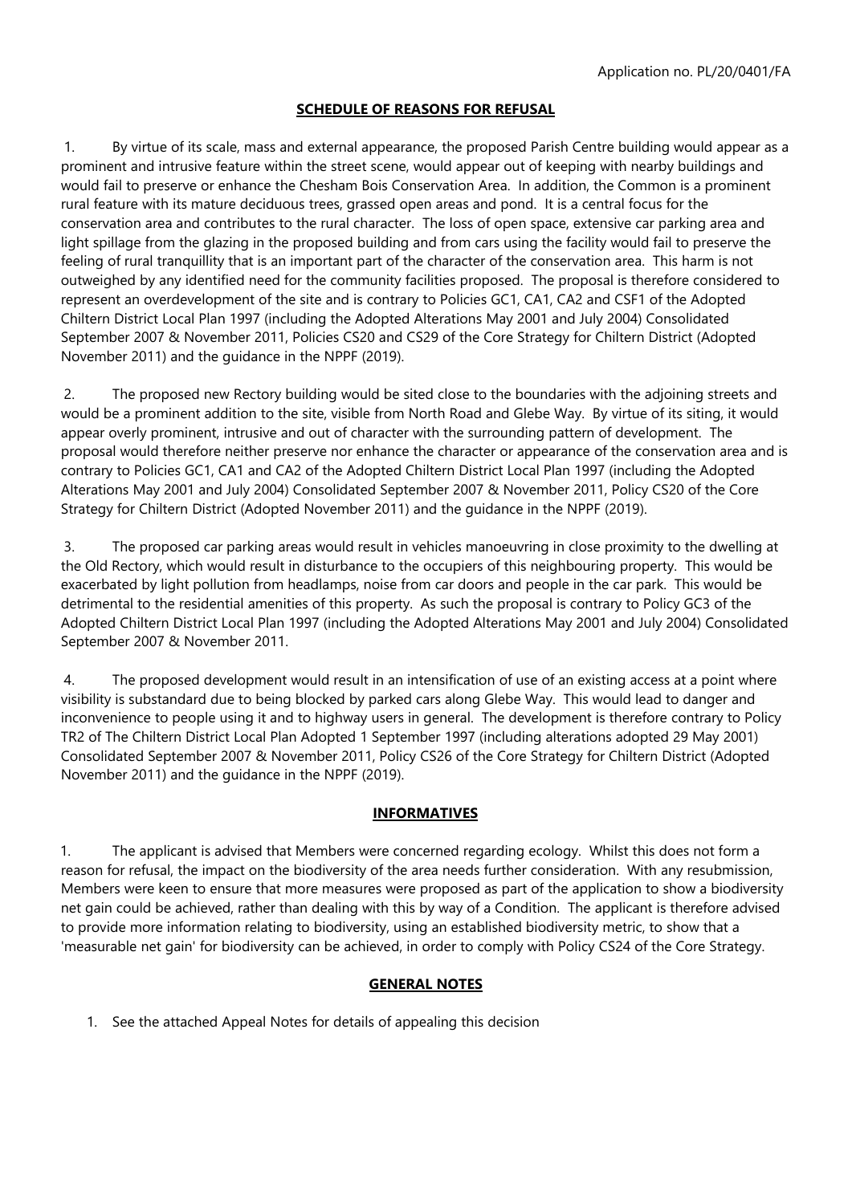Application no. PL/20/0401/FA

## SCHEDULE OF REASONS FOR REFUSAL

1. By virtue of its scale, mass and external appearance, the proposed Parish Centre building would appear as a prominent and intrusive feature within the street scene, would appear out of keeping with nearby buildings and would fail to preserve or enhance the Chesham Bois Conservation Area. In addition, the Common is a prominent rural feature with its mature deciduous trees, grassed open areas and pond. It is a central focus for the conservation area and contributes to the rural character. The loss of open space, extensive car parking area and light spillage from the glazing in the proposed building and from cars using the facility would fail to preserve the feeling of rural tranquillity that is an important part of the character of the conservation area. This harm is not outweighed by any identified need for the community facilities proposed. The proposal is therefore considered to represent an overdevelopment of the site and is contrary to Policies GC1, CA1, CA2 and CSF1 of the Adopted Chiltern District Local Plan 1997 (including the Adopted Alterations May 2001 and July 2004) Consolidated September 2007 & November 2011, Policies CS20 and CS29 of the Core Strategy for Chiltern District (Adopted November 2011) and the guidance in the NPPF (2019).

2. The proposed new Rectory building would be sited close to the boundaries with the adjoining streets and would be a prominent addition to the site, visible from North Road and Glebe Way. By virtue of its siting, it would appear overly prominent, intrusive and out of character with the surrounding pattern of development. The proposal would therefore neither preserve nor enhance the character or appearance of the conservation area and is contrary to Policies GC1, CA1 and CA2 of the Adopted Chiltern District Local Plan 1997 (including the Adopted Alterations May 2001 and July 2004) Consolidated September 2007 & November 2011, Policy CS20 of the Core Strategy for Chiltern District (Adopted November 2011) and the guidance in the NPPF (2019).

3. The proposed car parking areas would result in vehicles manoeuvring in close proximity to the dwelling at the Old Rectory, which would result in disturbance to the occupiers of this neighbouring property. This would be exacerbated by light pollution from headlamps, noise from car doors and people in the car park. This would be detrimental to the residential amenities of this property. As such the proposal is contrary to Policy GC3 of the Adopted Chiltern District Local Plan 1997 (including the Adopted Alterations May 2001 and July 2004) Consolidated September 2007 & November 2011.

4. The proposed development would result in an intensification of use of an existing access at a point where visibility is substandard due to being blocked by parked cars along Glebe Way. This would lead to danger and inconvenience to people using it and to highway users in general. The development is therefore contrary to Policy TR2 of The Chiltern District Local Plan Adopted 1 September 1997 (including alterations adopted 29 May 2001) Consolidated September 2007 & November 2011, Policy CS26 of the Core Strategy for Chiltern District (Adopted November 2011) and the guidance in the NPPF (2019).

## INFORMATIVES

1. The applicant is advised that Members were concerned regarding ecology. Whilst this does not form a reason for refusal, the impact on the biodiversity of the area needs further consideration. With any resubmission, Members were keen to ensure that more measures were proposed as part of the application to show a biodiversity net gain could be achieved, rather than dealing with this by way of a Condition. The applicant is therefore advised to provide more information relating to biodiversity, using an established biodiversity metric, to show that a 'measurable net gain' for biodiversity can be achieved, in order to comply with Policy CS24 of the Core Strategy.

## GENERAL NOTES

1. See the attached Appeal Notes for details of appealing this decision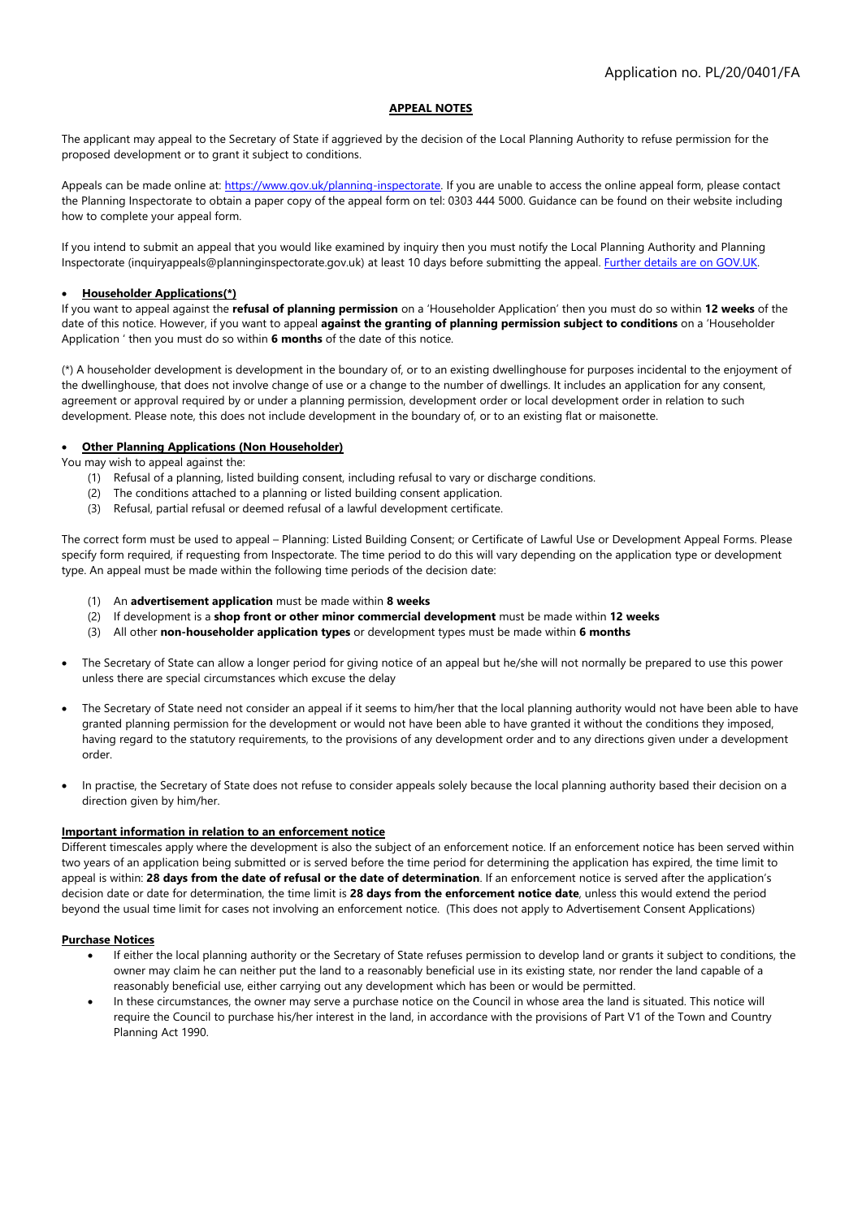Application no. PL/20/0401/FA

## APPEAL NOTES

The applicant may appeal to the Secretary of State if aggrieved by the decision of the Local Planning Authority to refuse permission for the proposed development or to grant it subject to conditions.

Appeals can be made online at: [https://www.gov.uk/planning-inspectorate](https://www.gov.uk/planning-inspectorate). If you are unable to access the online appeal form, please contact the Planning Inspectorate to obtain a paper copy of the appeal form on tel: 0303 444 5000. Guidance can be found on their website including how to complete your appeal form.

If you intend to submit an appeal that you would like examined by inquiry then you must notify the Local Planning Authority and Planning Inspectorate (inquiryappeals@planninginspectorate.gov.uk) at least 10 days before submitting the appeal. Further details are on GOV.UK.

- **Householder Applications(*)**

If you want to appeal against the **refusal of planning permission** on a 'Householder Application' then you must do so within **12 weeks** of the date of this notice. However, if you want to appeal **against the granting of planning permission subject to conditions** on a 'Householder Application ' then you must do so within **6 months** of the date of this notice.

(*) A householder development is development in the boundary of, or to an existing dwellinghouse for purposes incidental to the enjoyment of the dwellinghouse, that does not involve change of use or a change to the number of dwellings. It includes an application for any consent, agreement or approval required by or under a planning permission, development order or local development order in relation to such development. Please note, this does not include development in the boundary of, or to an existing flat or maisonette.

- **Other Planning Applications (Non Householder)**

You may wish to appeal against the:

(1) Refusal of a planning, listed building consent, including refusal to vary or discharge conditions.
(2) The conditions attached to a planning or listed building consent application.
(3) Refusal, partial refusal or deemed refusal of a lawful development certificate.

The correct form must be used to appeal – Planning: Listed Building Consent; or Certificate of Lawful Use or Development Appeal Forms. Please specify form required, if requesting from Inspectorate. The time period to do this will vary depending on the application type or development type. An appeal must be made within the following time periods of the decision date:

(1) An **advertisement application** must be made within **8 weeks**
(2) If development is a **shop front or other minor commercial development** must be made within **12 weeks**
(3) All other **non-householder application types** or development types must be made within **6 months**

- The Secretary of State can allow a longer period for giving notice of an appeal but he/she will not normally be prepared to use this power unless there are special circumstances which excuse the delay

- The Secretary of State need not consider an appeal if it seems to him/her that the local planning authority would not have been able to have granted planning permission for the development or would not have been able to have granted it without the conditions they imposed, having regard to the statutory requirements, to the provisions of any development order and to any directions given under a development order.

- In practise, the Secretary of State does not refuse to consider appeals solely because the local planning authority based their decision on a direction given by him/her.

**Important information in relation to an enforcement notice**

Different timescales apply where the development is also the subject of an enforcement notice. If an enforcement notice has been served within two years of an application being submitted or is served before the time period for determining the application has expired, the time limit to appeal is within: **28 days from the date of refusal or the date of determination**. If an enforcement notice is served after the application's decision date or date for determination, the time limit is **28 days from the enforcement notice date**, unless this would extend the period beyond the usual time limit for cases not involving an enforcement notice. (This does not apply to Advertisement Consent Applications)

**Purchase Notices**

- If either the local planning authority or the Secretary of State refuses permission to develop land or grants it subject to conditions, the owner may claim he can neither put the land to a reasonably beneficial use in its existing state, nor render the land capable of a reasonably beneficial use, either carrying out any development which has been or would be permitted.
- In these circumstances, the owner may serve a purchase notice on the Council in whose area the land is situated. This notice will require the Council to purchase his/her interest in the land, in accordance with the provisions of Part V1 of the Town and Country Planning Act 1990.